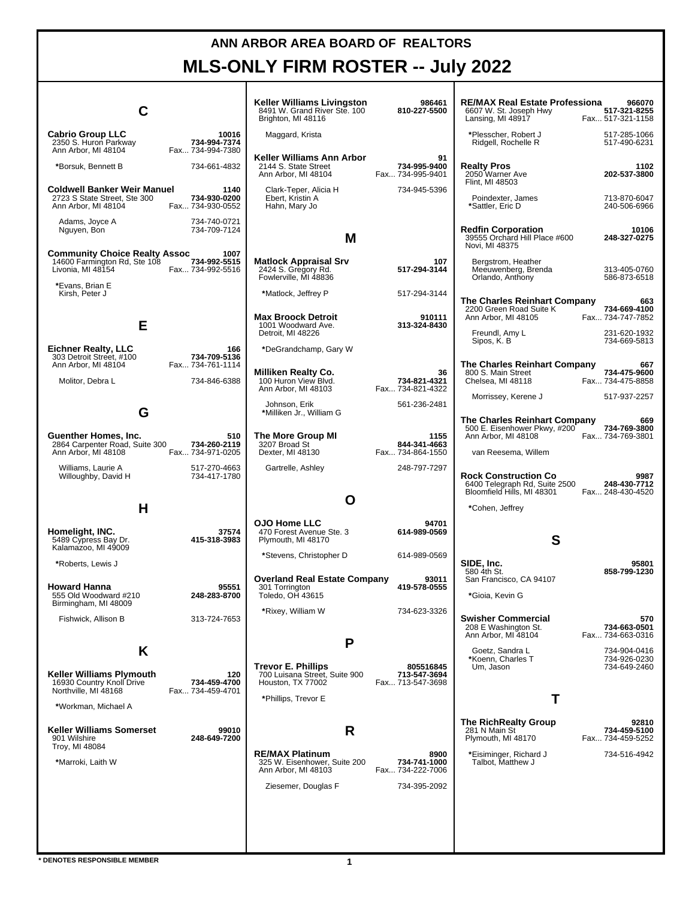# ANN ARBOR AREA BOARD OF REALTORS

# MLS-ONLY FIRM ROSTER -- July 2022

## C

**Cabrio Group LLC** — 10016
2350 S. Huron Parkway
Ann Arbor, MI 48104
**734-994-7374**
Fax... 734-994-7380

- *Borsuk, Bennett B — 734-661-4832

**Coldwell Banker Weir Manuel** — 1140
2723 S State Street, Ste 300
Ann Arbor, MI 48104
**734-930-0200**
Fax... 734-930-0552

- Adams, Joyce A — 734-740-0721
- Nguyen, Bon — 734-709-7124

**Community Choice Realty Assoc** — 1007
14600 Farmington Rd, Ste 108
Livonia, MI 48154
**734-992-5515**
Fax... 734-992-5516

- *Evans, Brian E
- Kirsh, Peter J

## E

**Eichner Realty, LLC** — 166
303 Detroit Street, #100
Ann Arbor, MI 48104
**734-709-5136**
Fax... 734-761-1114

- Molitor, Debra L — 734-846-6388

## G

**Guenther Homes, Inc.** — 510
2864 Carpenter Road, Suite 300
Ann Arbor, MI 48108
**734-260-2119**
Fax... 734-971-0205

- Williams, Laurie A — 517-270-4663
- Willoughby, David H — 734-417-1780

## H

**Homelight, INC.** — 37574
5489 Cypress Bay Dr.
Kalamazoo, MI 49009
**415-318-3983**

- *Roberts, Lewis J

**Howard Hanna** — 95551
555 Old Woodward #210
Birmingham, MI 48009
**248-283-8700**

- Fishwick, Allison B — 313-724-7653

## K

**Keller Williams Plymouth** — 120
16930 Country Knoll Drive
Northville, MI 48168
**734-459-4700**
Fax... 734-459-4701

- *Workman, Michael A

**Keller Williams Somerset** — 99010
901 Wilshire
Troy, MI 48084
**248-649-7200**

- *Marroki, Laith W

**Keller Williams Livingston** — 986461
8491 W. Grand River Ste. 100
Brighton, MI 48116
**810-227-5500**

- Maggard, Krista

**Keller Williams Ann Arbor** — 91
2144 S. State Street
Ann Arbor, MI 48104
**734-995-9400**
Fax... 734-995-9401

- Clark-Teper, Alicia H — 734-945-5396
- Ebert, Kristin A
- Hahn, Mary Jo

## M

**Matlock Appraisal Srv** — 107
2424 S. Gregory Rd.
Fowlerville, MI 48836
**517-294-3144**

- *Matlock, Jeffrey P — 517-294-3144

**Max Broock Detroit** — 910111
1001 Woodward Ave.
Detroit, MI 48226
**313-324-8430**

- *DeGrandchamp, Gary W

**Milliken Realty Co.** — 36
100 Huron View Blvd.
Ann Arbor, MI 48103
**734-821-4321**
Fax... 734-821-4322

- Johnson, Erik — 561-236-2481
- *Milliken Jr., William G

**The More Group MI** — 1155
3207 Broad St
Dexter, MI 48130
**844-341-4663**
Fax... 734-864-1550

- Gartrelle, Ashley — 248-797-7297

## O

**OJO Home LLC** — 94701
470 Forest Avenue Ste. 3
Plymouth, MI 48170
**614-989-0569**

- *Stevens, Christopher D — 614-989-0569

**Overland Real Estate Company** — 93011
301 Torrington
Toledo, OH 43615
**419-578-0555**

- *Rixey, William W — 734-623-3326

## P

**Trevor E. Phillips** — 805516845
700 Luisana Street, Suite 900
Houston, TX 77002
**713-547-3694**
Fax... 713-547-3698

- *Phillips, Trevor E

## R

**RE/MAX Platinum** — 8900
325 W. Eisenhower, Suite 200
Ann Arbor, MI 48103
**734-741-1000**
Fax... 734-222-7006

- Ziesemer, Douglas F — 734-395-2092

**RE/MAX Real Estate Professiona** — 966070
6607 W. St. Joseph Hwy
Lansing, MI 48917
**517-321-8255**
Fax... 517-321-1158

- *Plesscher, Robert J — 517-285-1066
- Ridgell, Rochelle R — 517-490-6231

**Realty Pros** — 1102
2050 Warner Ave
Flint, MI 48503
**202-537-3800**

- Poindexter, James — 713-870-6047
- *Sattler, Eric D — 240-506-6966

**Redfin Corporation** — 10106
39555 Orchard Hill Place #600
Novi, MI 48375
**248-327-0275**

- Bergstrom, Heather
- Meeuwenberg, Brenda — 313-405-0760
- Orlando, Anthony — 586-873-6518

**The Charles Reinhart Company** — 663
2200 Green Road Suite K
Ann Arbor, MI 48105
**734-669-4100**
Fax... 734-747-7852

- Freundl, Amy L — 231-620-1932
- Sipos, K. B — 734-669-5813

**The Charles Reinhart Company** — 667
800 S. Main Street
Chelsea, MI 48118
**734-475-9600**
Fax... 734-475-8858

- Morrissey, Kerene J — 517-937-2257

**The Charles Reinhart Company** — 669
500 E. Eisenhower Pkwy, #200
Ann Arbor, MI 48108
**734-769-3800**
Fax... 734-769-3801

- van Reesema, Willem

**Rock Construction Co** — 9987
6400 Telegraph Rd, Suite 2500
Bloomfield Hills, MI 48301
**248-430-7712**
Fax... 248-430-4520

- *Cohen, Jeffrey

## S

**SIDE, Inc.** — 95801
580 4th St.
San Francisco, CA 94107
**858-799-1230**

- *Gioia, Kevin G

**Swisher Commercial** — 570
208 E Washington St.
Ann Arbor, MI 48104
**734-663-0501**
Fax... 734-663-0316

- Goetz, Sandra L — 734-904-0416
- *Koenn, Charles T — 734-926-0230
- Um, Jason — 734-649-2460

## T

**The RichRealty Group** — 92810
281 N Main St
Plymouth, MI 48170
**734-459-5100**
Fax... 734-459-5252

- *Eisiminger, Richard J — 734-516-4942
- Talbot, Matthew J

\* DENOTES RESPONSIBLE MEMBER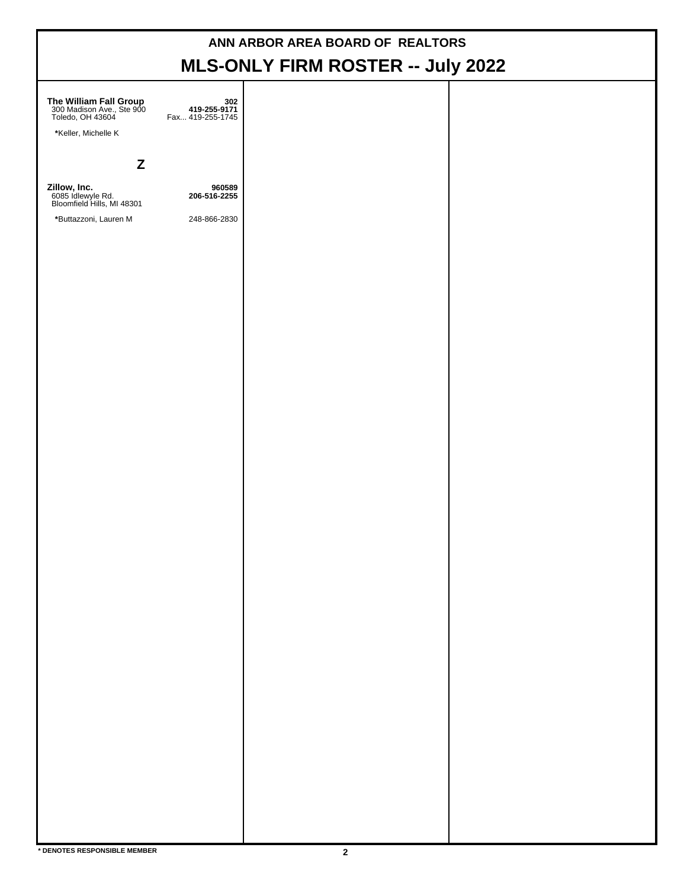# ANN ARBOR AREA BOARD OF REALTORS

## MLS-ONLY FIRM ROSTER -- July 2022

**The William Fall Group** — **302**
300 Madison Ave., Ste 900 — **419-255-9171**
Toledo, OH 43604 — Fax... 419-255-1745

**\***Keller, Michelle K

### Z

**Zillow, Inc.** — **960589**
6085 Idlewyle Rd. — **206-516-2255**
Bloomfield Hills, MI 48301

**\***Buttazzoni, Lauren M — 248-866-2830

**\* DENOTES RESPONSIBLE MEMBER**